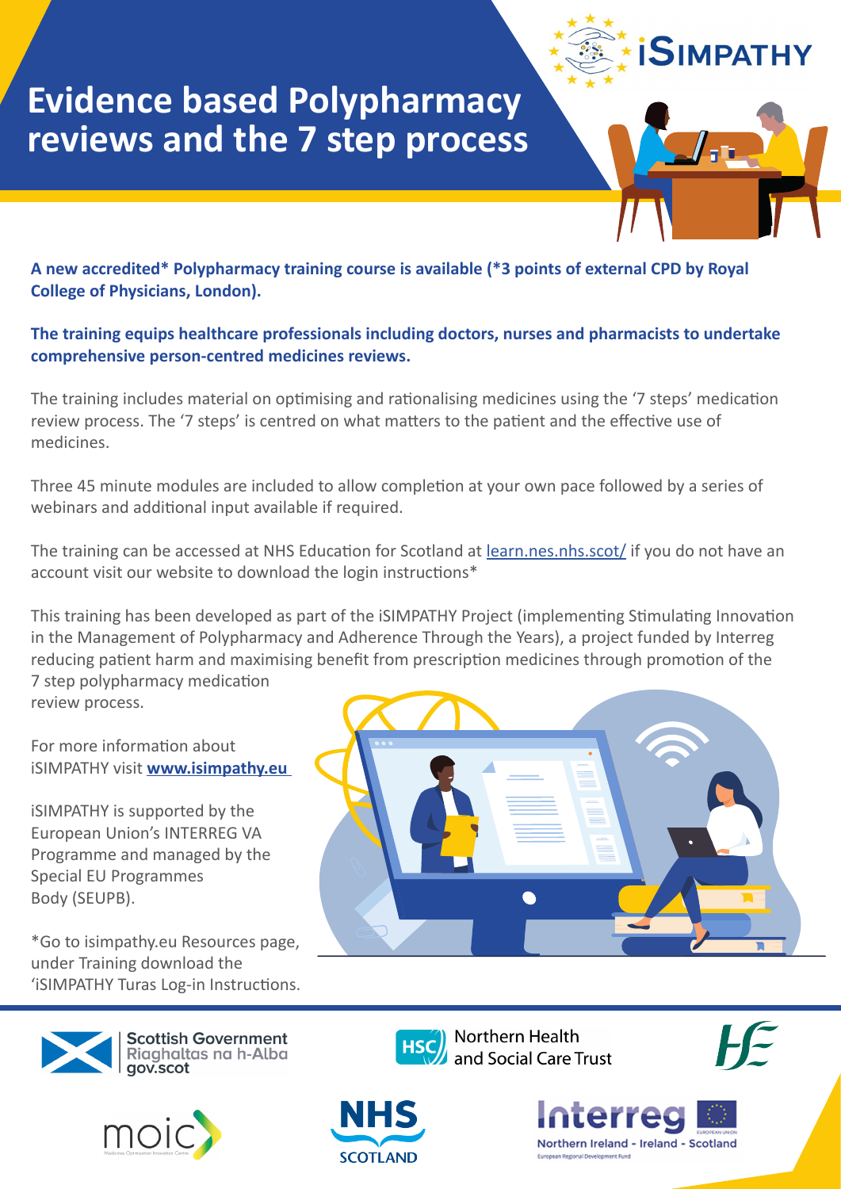# Evidence based Polypharmacy reviews and the 7 step process

**A new accredited* Polypharmacy training course is available (*3 points of external CPD by Royal College of Physicians, London).**

**The training equips healthcare professionals including doctors, nurses and pharmacists to undertake comprehensive person-centred medicines reviews.**

The training includes material on optimising and rationalising medicines using the '7 steps' medication review process. The '7 steps' is centred on what matters to the patient and the effective use of medicines.

Three 45 minute modules are included to allow completion at your own pace followed by a series of webinars and additional input available if required.

The training can be accessed at NHS Education for Scotland at [learn.nes.nhs.scot/](learn.nes.nhs.scot/) if you do not have an account visit our website to download the login instructions*

This training has been developed as part of the iSIMPATHY Project (implementing Stimulating Innovation in the Management of Polypharmacy and Adherence Through the Years), a project funded by Interreg reducing patient harm and maximising benefit from prescription medicines through promotion of the 7 step polypharmacy medication review process.

For more information about iSIMPATHY visit **[www.isimpathy.eu](www.isimpathy.eu)**

iSIMPATHY is supported by the European Union's INTERREG VA Programme and managed by the Special EU Programmes Body (SEUPB).

*Go to isimpathy.eu Resources page, under Training download the 'iSIMPATHY Turas Log-in Instructions.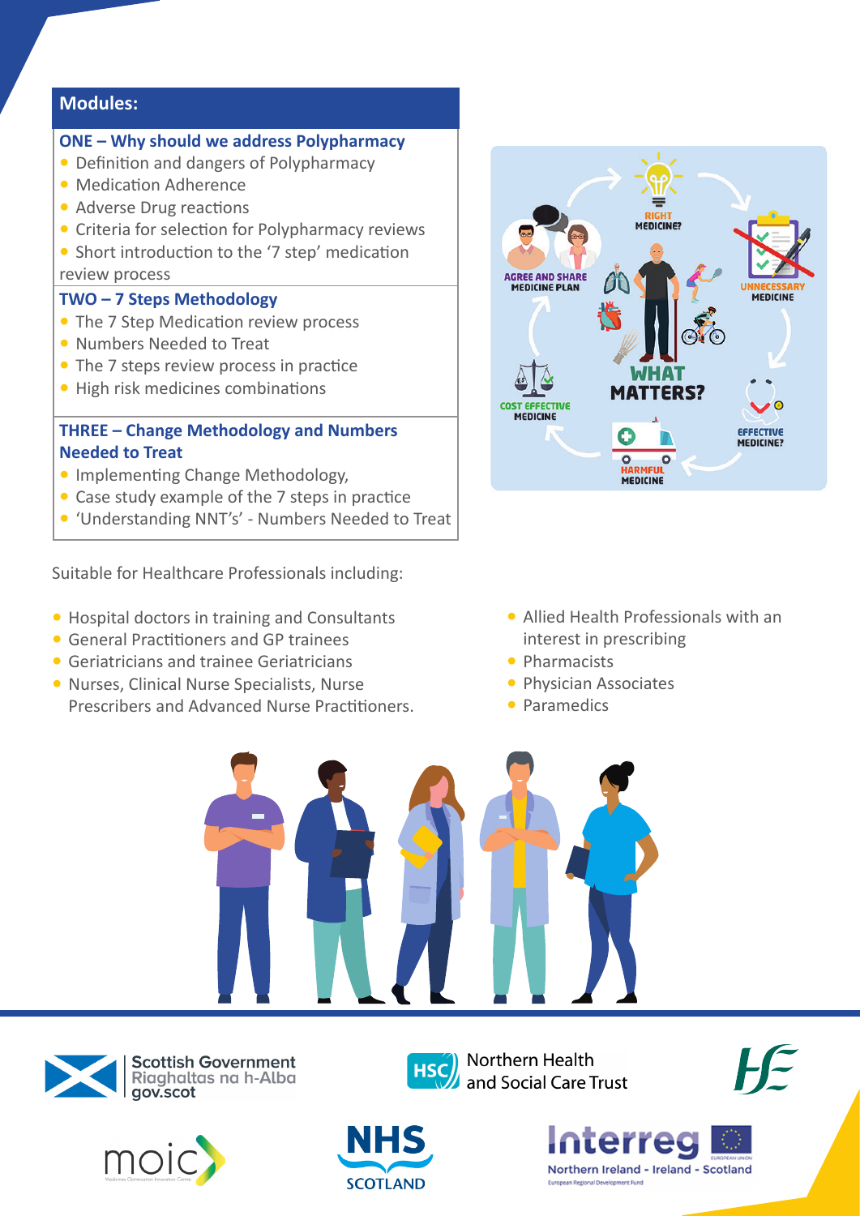## Modules:

### ONE – Why should we address Polypharmacy

- Definition and dangers of Polypharmacy
- Medication Adherence
- Adverse Drug reactions
- Criteria for selection for Polypharmacy reviews
- Short introduction to the '7 step' medication review process

### TWO – 7 Steps Methodology

- The 7 Step Medication review process
- Numbers Needed to Treat
- The 7 steps review process in practice
- High risk medicines combinations

### THREE – Change Methodology and Numbers Needed to Treat

- Implementing Change Methodology,
- Case study example of the 7 steps in practice
- 'Understanding NNT's' - Numbers Needed to Treat

RIGHT MEDICINE?

UNNECESSARY MEDICINE

EFFECTIVE MEDICINE?

HARMFUL MEDICINE

COST EFFECTIVE MEDICINE

AGREE AND SHARE MEDICINE PLAN

WHAT MATTERS?

Suitable for Healthcare Professionals including:

- Hospital doctors in training and Consultants
- General Practitioners and GP trainees
- Geriatricians and trainee Geriatricians
- Nurses, Clinical Nurse Specialists, Nurse Prescribers and Advanced Nurse Practitioners.
- Allied Health Professionals with an interest in prescribing
- Pharmacists
- Physician Associates
- Paramedics

Scottish Government | Riaghaltas na h-Alba | gov.scot

HSC Northern Health and Social Care Trust

HSE

moic

NHS SCOTLAND

Interreg Northern Ireland - Ireland - Scotland

European Regional Development Fund